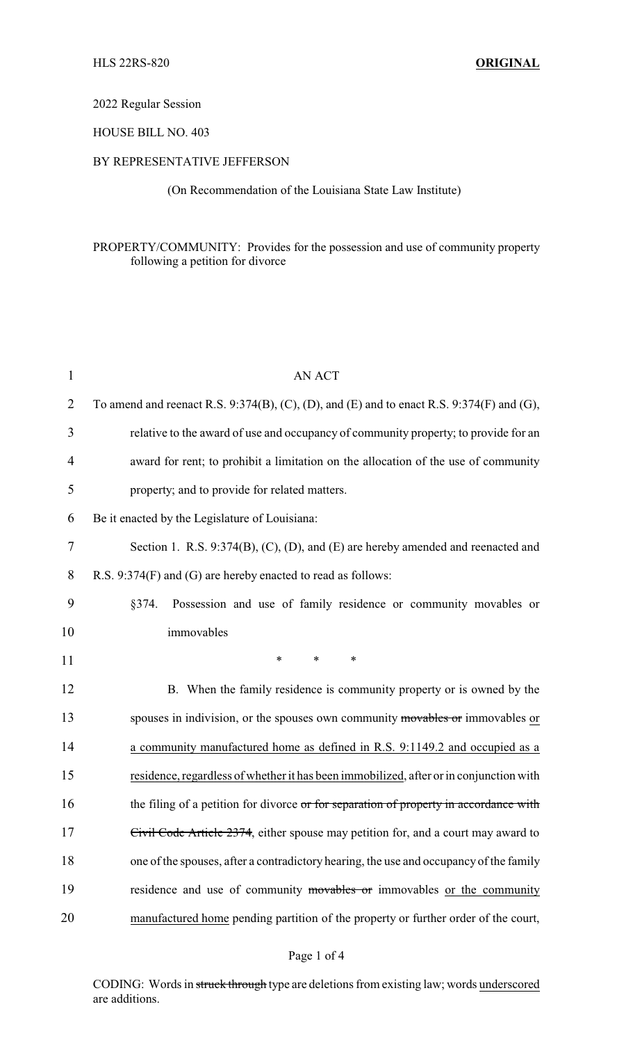HLS 22RS-820 **ORIGINAL**

2022 Regular Session

HOUSE BILL NO. 403

BY REPRESENTATIVE JEFFERSON

(On Recommendation of the Louisiana State Law Institute)

PROPERTY/COMMUNITY: Provides for the possession and use of community property following a petition for divorce

AN ACT

To amend and reenact R.S. 9:374(B), (C), (D), and (E) and to enact R.S. 9:374(F) and (G), relative to the award of use and occupancy of community property; to provide for an award for rent; to prohibit a limitation on the allocation of the use of community property; and to provide for related matters.

Be it enacted by the Legislature of Louisiana:

Section 1. R.S. 9:374(B), (C), (D), and (E) are hereby amended and reenacted and R.S. 9:374(F) and (G) are hereby enacted to read as follows:

§374. Possession and use of family residence or community movables or immovables

\* \* \*

B. When the family residence is community property or is owned by the spouses in indivision, or the spouses own community ~~movables or~~ immovables <u>or a community manufactured home as defined in R.S. 9:1149.2 and occupied as a residence, regardless of whether it has been immobilized</u>, after or in conjunction with the filing of a petition for divorce ~~or for separation of property in accordance with Civil Code Article 2374~~, either spouse may petition for, and a court may award to one of the spouses, after a contradictory hearing, the use and occupancy of the family residence and use of community ~~movables or~~ immovables <u>or the community manufactured home</u> pending partition of the property or further order of the court,

CODING: Words in ~~struck through~~ type are deletions from existing law; words <u>underscored</u> are additions.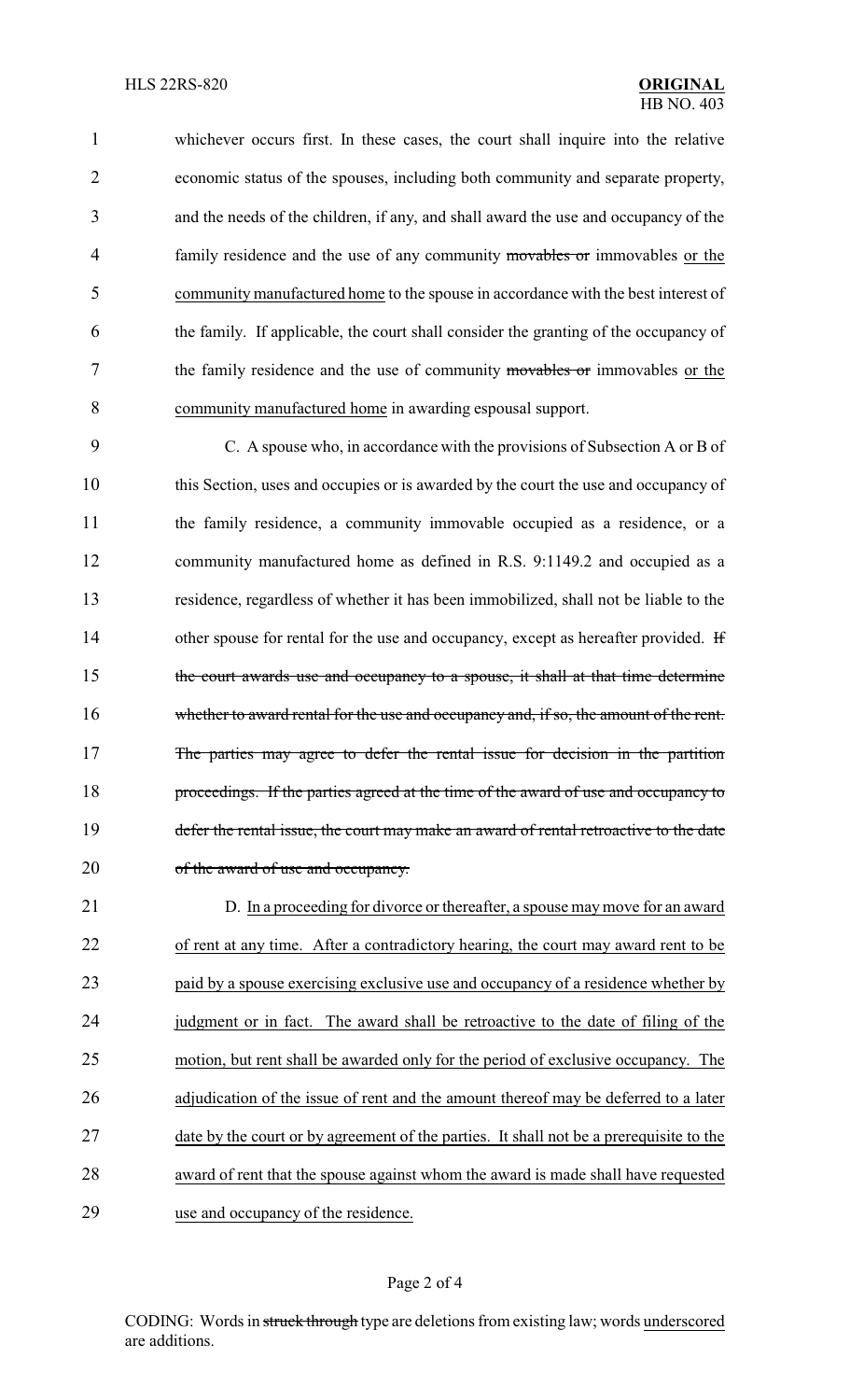whichever occurs first. In these cases, the court shall inquire into the relative economic status of the spouses, including both community and separate property, and the needs of the children, if any, and shall award the use and occupancy of the family residence and the use of any community ~~movables or~~ immovables <u>or the community manufactured home</u> to the spouse in accordance with the best interest of the family. If applicable, the court shall consider the granting of the occupancy of the family residence and the use of community ~~movables or~~ immovables <u>or the community manufactured home</u> in awarding espousal support.

C. A spouse who, in accordance with the provisions of Subsection A or B of this Section, uses and occupies or is awarded by the court the use and occupancy of the family residence, a community immovable occupied as a residence, or a community manufactured home as defined in R.S. 9:1149.2 and occupied as a residence, regardless of whether it has been immobilized, shall not be liable to the other spouse for rental for the use and occupancy, except as hereafter provided. ~~If the court awards use and occupancy to a spouse, it shall at that time determine whether to award rental for the use and occupancy and, if so, the amount of the rent. The parties may agree to defer the rental issue for decision in the partition proceedings. If the parties agreed at the time of the award of use and occupancy to defer the rental issue, the court may make an award of rental retroactive to the date of the award of use and occupancy.~~

D. <u>In a proceeding for divorce or thereafter, a spouse may move for an award of rent at any time. After a contradictory hearing, the court may award rent to be paid by a spouse exercising exclusive use and occupancy of a residence whether by judgment or in fact. The award shall be retroactive to the date of filing of the motion, but rent shall be awarded only for the period of exclusive occupancy. The adjudication of the issue of rent and the amount thereof may be deferred to a later date by the court or by agreement of the parties. It shall not be a prerequisite to the award of rent that the spouse against whom the award is made shall have requested use and occupancy of the residence.</u>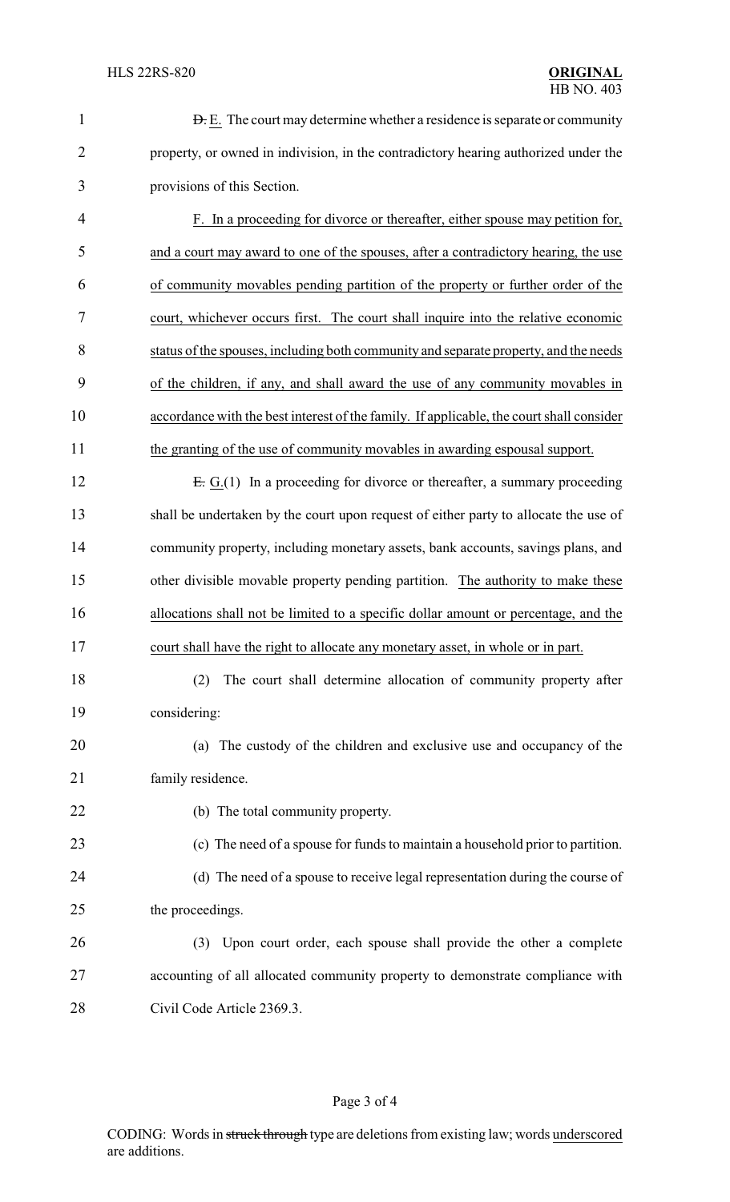~~D.~~ E. The court may determine whether a residence is separate or community property, or owned in indivision, in the contradictory hearing authorized under the provisions of this Section.

<u>F. In a proceeding for divorce or thereafter, either spouse may petition for, and a court may award to one of the spouses, after a contradictory hearing, the use of community movables pending partition of the property or further order of the court, whichever occurs first. The court shall inquire into the relative economic status of the spouses, including both community and separate property, and the needs of the children, if any, and shall award the use of any community movables in accordance with the best interest of the family. If applicable, the court shall consider the granting of the use of community movables in awarding espousal support.</u>

~~E.~~ <u>G.</u>(1) In a proceeding for divorce or thereafter, a summary proceeding shall be undertaken by the court upon request of either party to allocate the use of community property, including monetary assets, bank accounts, savings plans, and other divisible movable property pending partition. <u>The authority to make these allocations shall not be limited to a specific dollar amount or percentage, and the court shall have the right to allocate any monetary asset, in whole or in part.</u>

(2) The court shall determine allocation of community property after considering:

(a) The custody of the children and exclusive use and occupancy of the family residence.

(b) The total community property.

(c) The need of a spouse for funds to maintain a household prior to partition.

(d) The need of a spouse to receive legal representation during the course of the proceedings.

(3) Upon court order, each spouse shall provide the other a complete accounting of all allocated community property to demonstrate compliance with Civil Code Article 2369.3.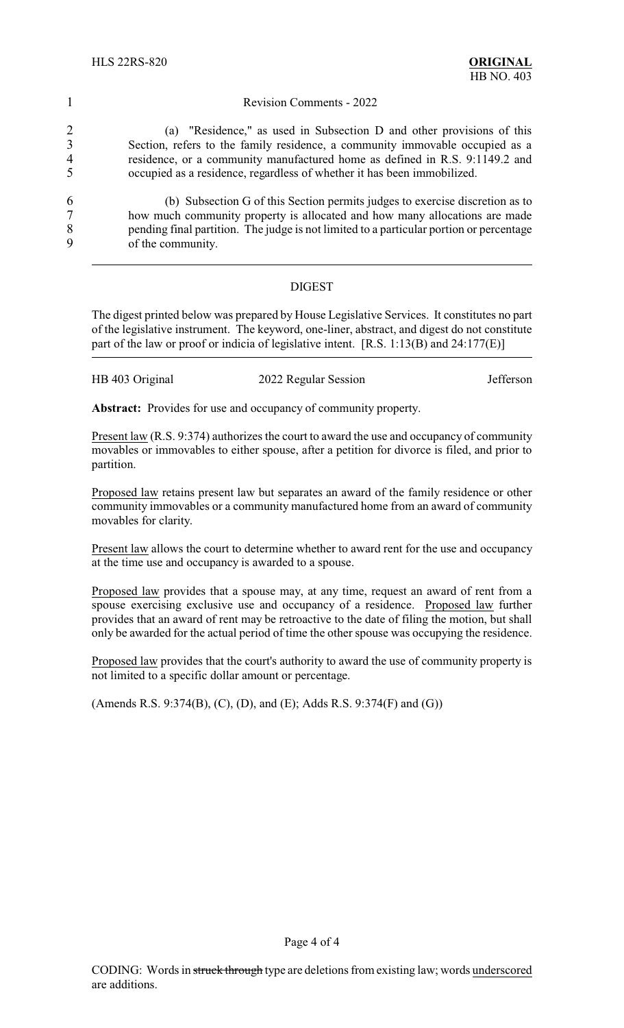Revision Comments - 2022

(a) "Residence," as used in Subsection D and other provisions of this Section, refers to the family residence, a community immovable occupied as a residence, or a community manufactured home as defined in R.S. 9:1149.2 and occupied as a residence, regardless of whether it has been immobilized.

(b) Subsection G of this Section permits judges to exercise discretion as to how much community property is allocated and how many allocations are made pending final partition. The judge is not limited to a particular portion or percentage of the community.

---

## DIGEST

The digest printed below was prepared by House Legislative Services. It constitutes no part of the legislative instrument. The keyword, one-liner, abstract, and digest do not constitute part of the law or proof or indicia of legislative intent. [R.S. 1:13(B) and 24:177(E)]

---

HB 403 Original | 2022 Regular Session | Jefferson

**Abstract:** Provides for use and occupancy of community property.

Present law (R.S. 9:374) authorizes the court to award the use and occupancy of community movables or immovables to either spouse, after a petition for divorce is filed, and prior to partition.

Proposed law retains present law but separates an award of the family residence or other community immovables or a community manufactured home from an award of community movables for clarity.

Present law allows the court to determine whether to award rent for the use and occupancy at the time use and occupancy is awarded to a spouse.

Proposed law provides that a spouse may, at any time, request an award of rent from a spouse exercising exclusive use and occupancy of a residence. Proposed law further provides that an award of rent may be retroactive to the date of filing the motion, but shall only be awarded for the actual period of time the other spouse was occupying the residence.

Proposed law provides that the court's authority to award the use of community property is not limited to a specific dollar amount or percentage.

(Amends R.S. 9:374(B), (C), (D), and (E); Adds R.S. 9:374(F) and (G))